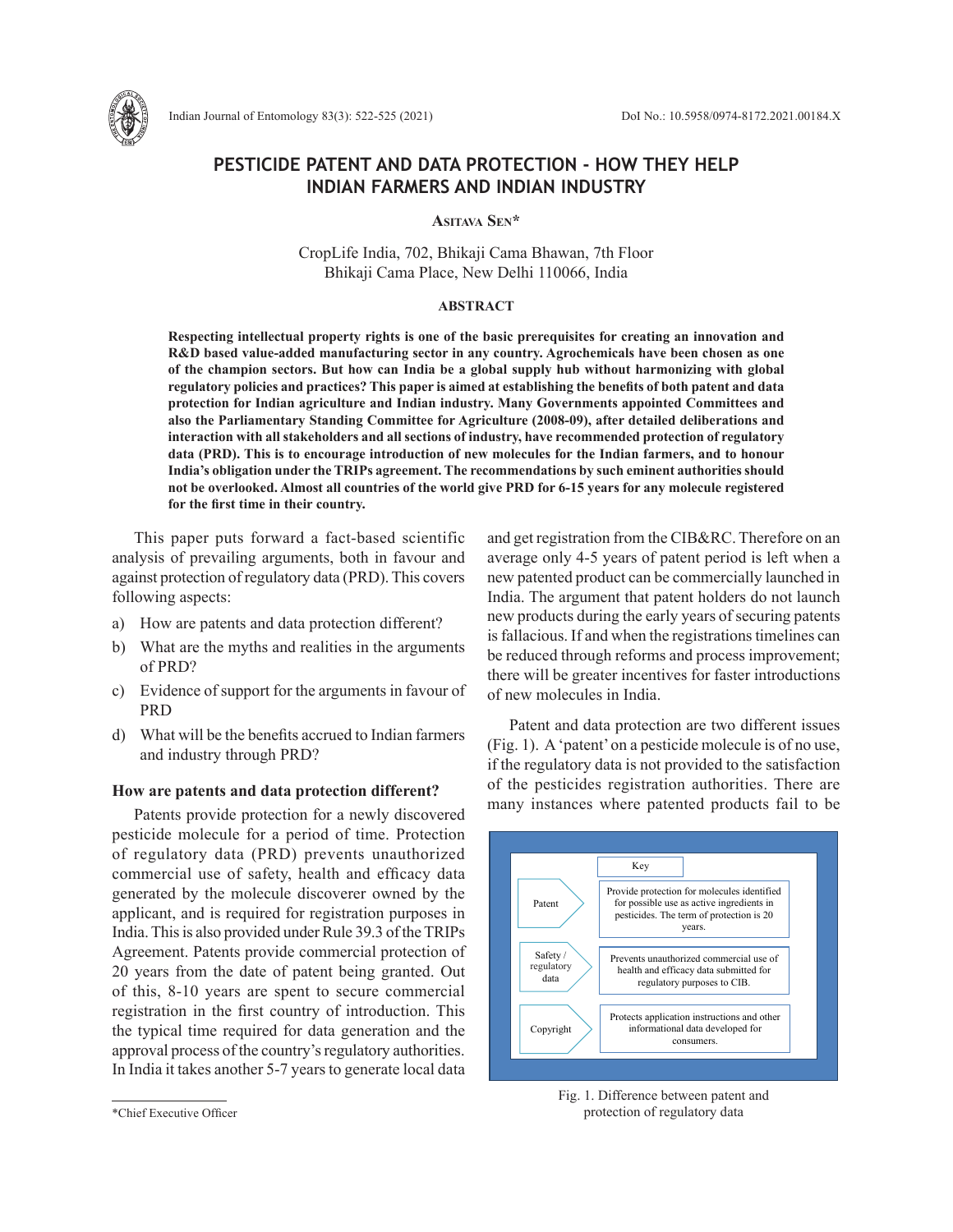# PESTICIDE PATENT AND DATA PROTECTION - HOW THEY HELP INDIAN FARMERS AND INDIAN INDUSTRY

**Asitava Sen***

CropLife India, 702, Bhikaji Cama Bhawan, 7th Floor
Bhikaji Cama Place, New Delhi 110066, India

## ABSTRACT

**Respecting intellectual property rights is one of the basic prerequisites for creating an innovation and R&D based value-added manufacturing sector in any country. Agrochemicals have been chosen as one of the champion sectors. But how can India be a global supply hub without harmonizing with global regulatory policies and practices? This paper is aimed at establishing the benefits of both patent and data protection for Indian agriculture and Indian industry. Many Governments appointed Committees and also the Parliamentary Standing Committee for Agriculture (2008-09), after detailed deliberations and interaction with all stakeholders and all sections of industry, have recommended protection of regulatory data (PRD). This is to encourage introduction of new molecules for the Indian farmers, and to honour India's obligation under the TRIPs agreement. The recommendations by such eminent authorities should not be overlooked. Almost all countries of the world give PRD for 6-15 years for any molecule registered for the first time in their country.**

This paper puts forward a fact-based scientific analysis of prevailing arguments, both in favour and against protection of regulatory data (PRD). This covers following aspects:

a) How are patents and data protection different?
b) What are the myths and realities in the arguments of PRD?
c) Evidence of support for the arguments in favour of PRD
d) What will be the benefits accrued to Indian farmers and industry through PRD?

### How are patents and data protection different?

Patents provide protection for a newly discovered pesticide molecule for a period of time. Protection of regulatory data (PRD) prevents unauthorized commercial use of safety, health and efficacy data generated by the molecule discoverer owned by the applicant, and is required for registration purposes in India. This is also provided under Rule 39.3 of the TRIPs Agreement. Patents provide commercial protection of 20 years from the date of patent being granted. Out of this, 8-10 years are spent to secure commercial registration in the first country of introduction. This the typical time required for data generation and the approval process of the country's regulatory authorities. In India it takes another 5-7 years to generate local data and get registration from the CIB&RC. Therefore on an average only 4-5 years of patent period is left when a new patented product can be commercially launched in India. The argument that patent holders do not launch new products during the early years of securing patents is fallacious. If and when the registrations timelines can be reduced through reforms and process improvement; there will be greater incentives for faster introductions of new molecules in India.

Patent and data protection are two different issues (Fig. 1). A 'patent' on a pesticide molecule is of no use, if the regulatory data is not provided to the satisfaction of the pesticides registration authorities. There are many instances where patented products fail to be

| Key | |
|---|---|
| Patent | Provide protection for molecules identified for possible use as active ingredients in pesticides. The term of protection is 20 years. |
| Safety / regulatory data | Prevents unauthorized commercial use of health and efficacy data submitted for regulatory purposes to CIB. |
| Copyright | Protects application instructions and other informational data developed for consumers. |

Fig. 1. Difference between patent and protection of regulatory data

*Chief Executive Officer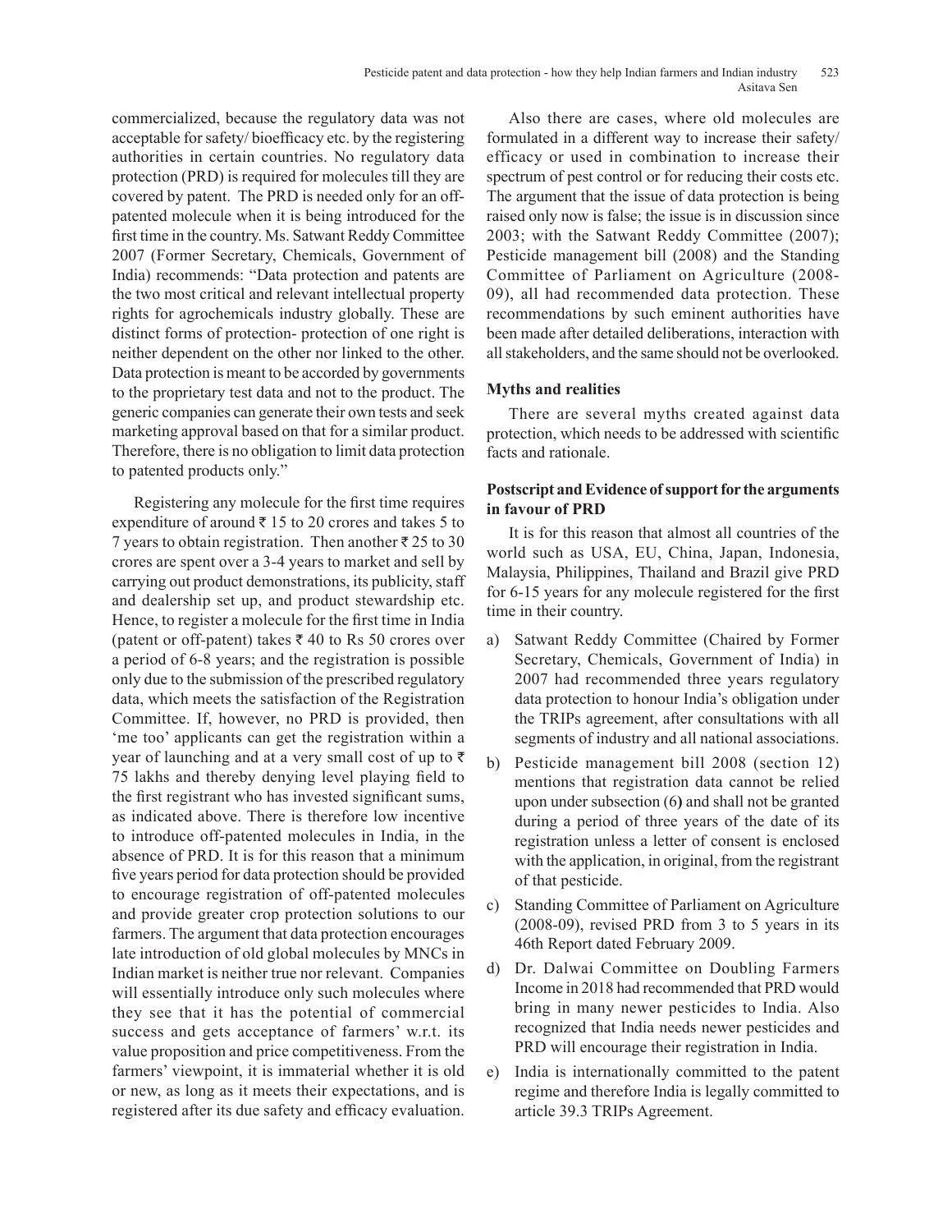commercialized, because the regulatory data was not acceptable for safety/ bioefficacy etc. by the registering authorities in certain countries. No regulatory data protection (PRD) is required for molecules till they are covered by patent. The PRD is needed only for an off-patented molecule when it is being introduced for the first time in the country. Ms. Satwant Reddy Committee 2007 (Former Secretary, Chemicals, Government of India) recommends: "Data protection and patents are the two most critical and relevant intellectual property rights for agrochemicals industry globally. These are distinct forms of protection- protection of one right is neither dependent on the other nor linked to the other. Data protection is meant to be accorded by governments to the proprietary test data and not to the product. The generic companies can generate their own tests and seek marketing approval based on that for a similar product. Therefore, there is no obligation to limit data protection to patented products only."

Registering any molecule for the first time requires expenditure of around ₹ 15 to 20 crores and takes 5 to 7 years to obtain registration. Then another ₹ 25 to 30 crores are spent over a 3-4 years to market and sell by carrying out product demonstrations, its publicity, staff and dealership set up, and product stewardship etc. Hence, to register a molecule for the first time in India (patent or off-patent) takes ₹ 40 to Rs 50 crores over a period of 6-8 years; and the registration is possible only due to the submission of the prescribed regulatory data, which meets the satisfaction of the Registration Committee. If, however, no PRD is provided, then 'me too' applicants can get the registration within a year of launching and at a very small cost of up to ₹ 75 lakhs and thereby denying level playing field to the first registrant who has invested significant sums, as indicated above. There is therefore low incentive to introduce off-patented molecules in India, in the absence of PRD. It is for this reason that a minimum five years period for data protection should be provided to encourage registration of off-patented molecules and provide greater crop protection solutions to our farmers. The argument that data protection encourages late introduction of old global molecules by MNCs in Indian market is neither true nor relevant. Companies will essentially introduce only such molecules where they see that it has the potential of commercial success and gets acceptance of farmers' w.r.t. its value proposition and price competitiveness. From the farmers' viewpoint, it is immaterial whether it is old or new, as long as it meets their expectations, and is registered after its due safety and efficacy evaluation.

Also there are cases, where old molecules are formulated in a different way to increase their safety/ efficacy or used in combination to increase their spectrum of pest control or for reducing their costs etc. The argument that the issue of data protection is being raised only now is false; the issue is in discussion since 2003; with the Satwant Reddy Committee (2007); Pesticide management bill (2008) and the Standing Committee of Parliament on Agriculture (2008-09), all had recommended data protection. These recommendations by such eminent authorities have been made after detailed deliberations, interaction with all stakeholders, and the same should not be overlooked.

**Myths and realities**

There are several myths created against data protection, which needs to be addressed with scientific facts and rationale.

**Postscript and Evidence of support for the arguments in favour of PRD**

It is for this reason that almost all countries of the world such as USA, EU, China, Japan, Indonesia, Malaysia, Philippines, Thailand and Brazil give PRD for 6-15 years for any molecule registered for the first time in their country.

a) Satwant Reddy Committee (Chaired by Former Secretary, Chemicals, Government of India) in 2007 had recommended three years regulatory data protection to honour India's obligation under the TRIPs agreement, after consultations with all segments of industry and all national associations.

b) Pesticide management bill 2008 (section 12) mentions that registration data cannot be relied upon under subsection (6) and shall not be granted during a period of three years of the date of its registration unless a letter of consent is enclosed with the application, in original, from the registrant of that pesticide.

c) Standing Committee of Parliament on Agriculture (2008-09), revised PRD from 3 to 5 years in its 46th Report dated February 2009.

d) Dr. Dalwai Committee on Doubling Farmers Income in 2018 had recommended that PRD would bring in many newer pesticides to India. Also recognized that India needs newer pesticides and PRD will encourage their registration in India.

e) India is internationally committed to the patent regime and therefore India is legally committed to article 39.3 TRIPs Agreement.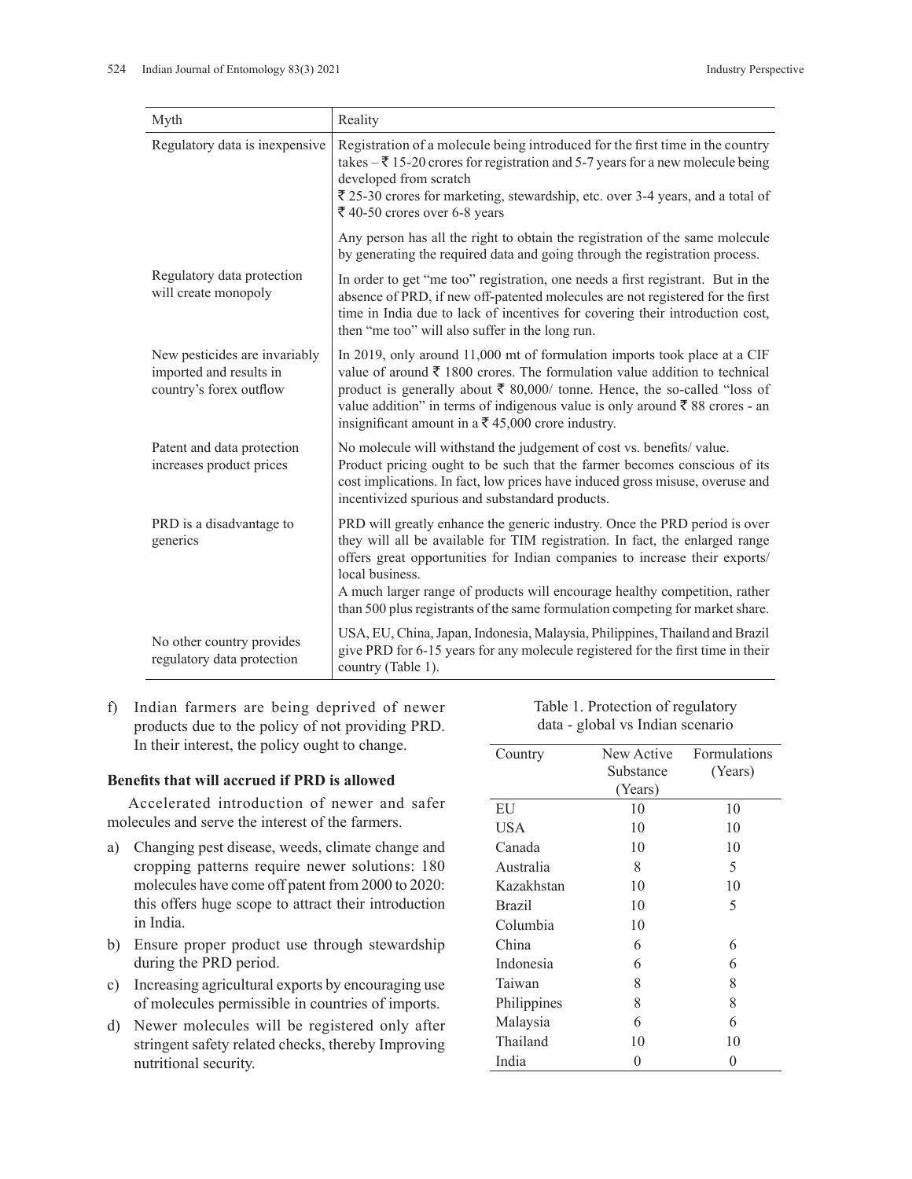| Myth | Reality |
|---|---|
| Regulatory data is inexpensive | Registration of a molecule being introduced for the first time in the country takes – ₹ 15-20 crores for registration and 5-7 years for a new molecule being developed from scratch<br>₹ 25-30 crores for marketing, stewardship, etc. over 3-4 years, and a total of ₹ 40-50 crores over 6-8 years |
| | Any person has all the right to obtain the registration of the same molecule by generating the required data and going through the registration process. |
| Regulatory data protection will create monopoly | In order to get “me too” registration, one needs a first registrant. But in the absence of PRD, if new off-patented molecules are not registered for the first time in India due to lack of incentives for covering their introduction cost, then “me too” will also suffer in the long run. |
| New pesticides are invariably imported and results in country’s forex outflow | In 2019, only around 11,000 mt of formulation imports took place at a CIF value of around ₹ 1800 crores. The formulation value addition to technical product is generally about ₹ 80,000/ tonne. Hence, the so-called “loss of value addition” in terms of indigenous value is only around ₹ 88 crores - an insignificant amount in a ₹ 45,000 crore industry. |
| Patent and data protection increases product prices | No molecule will withstand the judgement of cost vs. benefits/ value. Product pricing ought to be such that the farmer becomes conscious of its cost implications. In fact, low prices have induced gross misuse, overuse and incentivized spurious and substandard products. |
| PRD is a disadvantage to generics | PRD will greatly enhance the generic industry. Once the PRD period is over they will all be available for TIM registration. In fact, the enlarged range offers great opportunities for Indian companies to increase their exports/ local business.<br>A much larger range of products will encourage healthy competition, rather than 500 plus registrants of the same formulation competing for market share. |
| No other country provides regulatory data protection | USA, EU, China, Japan, Indonesia, Malaysia, Philippines, Thailand and Brazil give PRD for 6-15 years for any molecule registered for the first time in their country (Table 1). |

f) Indian farmers are being deprived of newer products due to the policy of not providing PRD. In their interest, the policy ought to change.

**Benefits that will accrued if PRD is allowed**

Accelerated introduction of newer and safer molecules and serve the interest of the farmers.

a) Changing pest disease, weeds, climate change and cropping patterns require newer solutions: 180 molecules have come off patent from 2000 to 2020: this offers huge scope to attract their introduction in India.

b) Ensure proper product use through stewardship during the PRD period.

c) Increasing agricultural exports by encouraging use of molecules permissible in countries of imports.

d) Newer molecules will be registered only after stringent safety related checks, thereby Improving nutritional security.

Table 1. Protection of regulatory data - global vs Indian scenario

| Country | New Active Substance (Years) | Formulations (Years) |
|---|---|---|
| EU | 10 | 10 |
| USA | 10 | 10 |
| Canada | 10 | 10 |
| Australia | 8 | 5 |
| Kazakhstan | 10 | 10 |
| Brazil | 10 | 5 |
| Columbia | 10 | |
| China | 6 | 6 |
| Indonesia | 6 | 6 |
| Taiwan | 8 | 8 |
| Philippines | 8 | 8 |
| Malaysia | 6 | 6 |
| Thailand | 10 | 10 |
| India | 0 | 0 |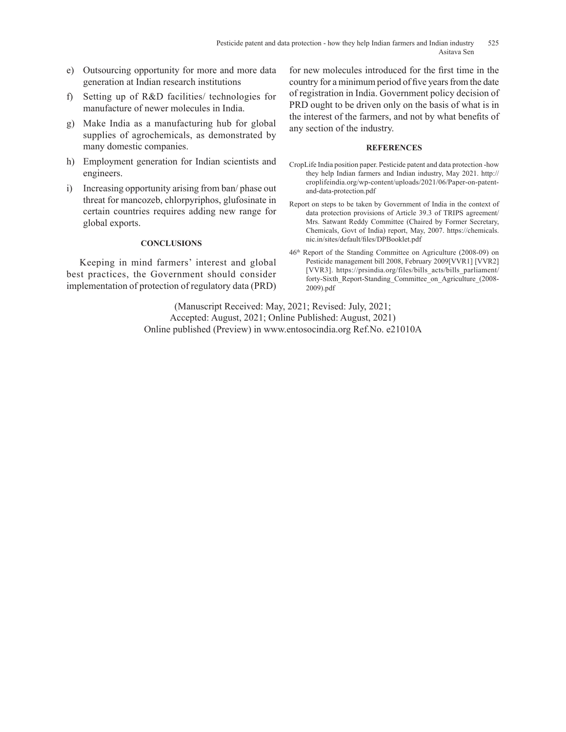e) Outsourcing opportunity for more and more data generation at Indian research institutions

f) Setting up of R&D facilities/ technologies for manufacture of newer molecules in India.

g) Make India as a manufacturing hub for global supplies of agrochemicals, as demonstrated by many domestic companies.

h) Employment generation for Indian scientists and engineers.

i) Increasing opportunity arising from ban/ phase out threat for mancozeb, chlorpyriphos, glufosinate in certain countries requires adding new range for global exports.

## CONCLUSIONS

Keeping in mind farmers' interest and global best practices, the Government should consider implementation of protection of regulatory data (PRD) for new molecules introduced for the first time in the country for a minimum period of five years from the date of registration in India. Government policy decision of PRD ought to be driven only on the basis of what is in the interest of the farmers, and not by what benefits of any section of the industry.

## REFERENCES

CropLife India position paper. Pesticide patent and data protection -how they help Indian farmers and Indian industry, May 2021. http://croplifeindia.org/wp-content/uploads/2021/06/Paper-on-patent-and-data-protection.pdf

Report on steps to be taken by Government of India in the context of data protection provisions of Article 39.3 of TRIPS agreement/ Mrs. Satwant Reddy Committee (Chaired by Former Secretary, Chemicals, Govt of India) report, May, 2007. https://chemicals.nic.in/sites/default/files/DPBooklet.pdf

46th Report of the Standing Committee on Agriculture (2008-09) on Pesticide management bill 2008, February 2009[VVR1] [VVR2] [VVR3]. https://prsindia.org/files/bills_acts/bills_parliament/forty-Sixth_Report-Standing_Committee_on_Agriculture_(2008-2009).pdf

(Manuscript Received: May, 2021; Revised: July, 2021; Accepted: August, 2021; Online Published: August, 2021)
Online published (Preview) in www.entosocindia.org Ref.No. e21010A